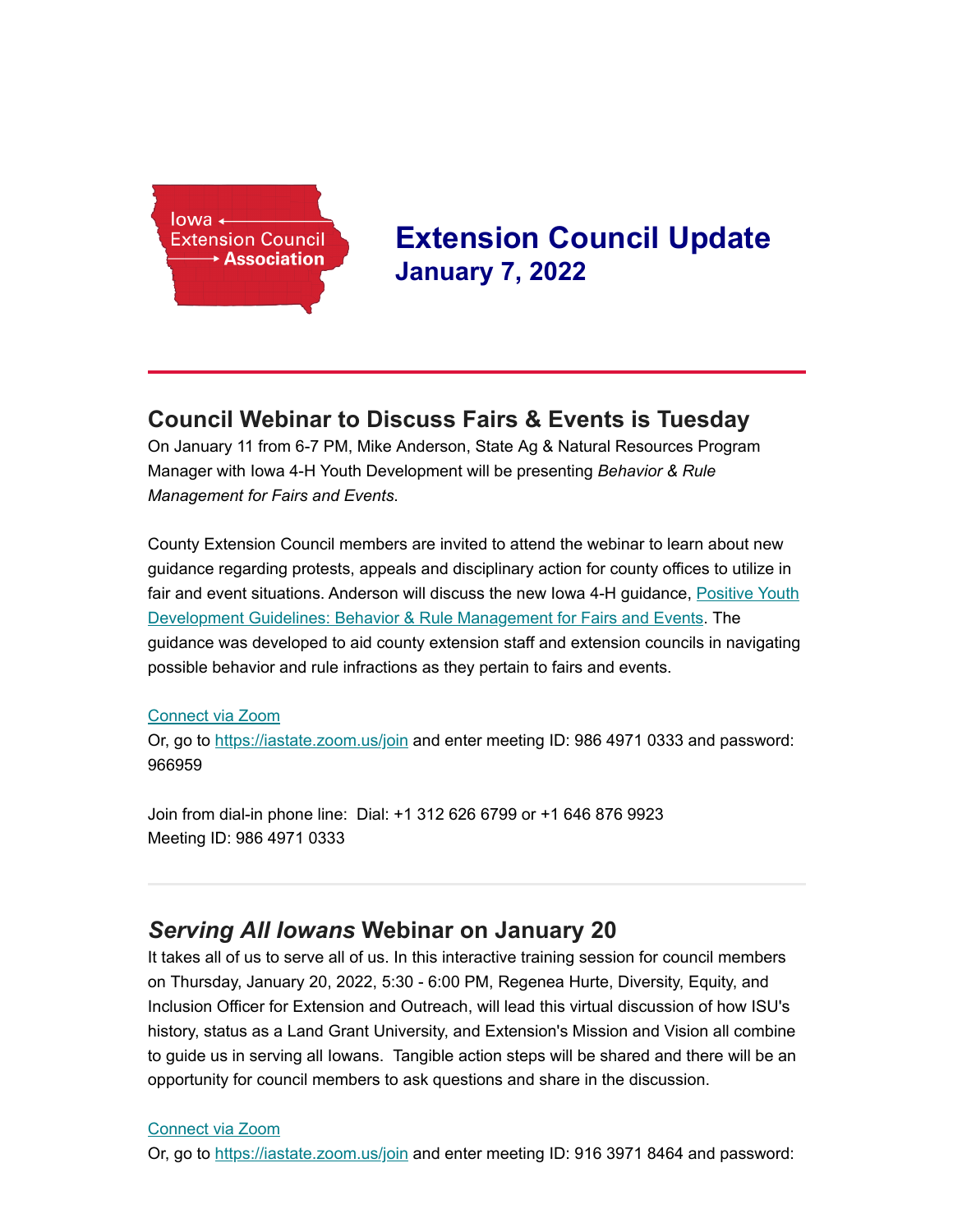Iowa Extension Council Association

# Extension Council Update
## January 7, 2022

---

## Council Webinar to Discuss Fairs & Events is Tuesday

On January 11 from 6-7 PM, Mike Anderson, State Ag & Natural Resources Program Manager with Iowa 4-H Youth Development will be presenting *Behavior & Rule Management for Fairs and Events*.

County Extension Council members are invited to attend the webinar to learn about new guidance regarding protests, appeals and disciplinary action for county offices to utilize in fair and event situations. Anderson will discuss the new Iowa 4-H guidance, Positive Youth Development Guidelines: Behavior & Rule Management for Fairs and Events. The guidance was developed to aid county extension staff and extension councils in navigating possible behavior and rule infractions as they pertain to fairs and events.

Connect via Zoom
Or, go to https://iastate.zoom.us/join and enter meeting ID: 986 4971 0333 and password: 966959

Join from dial-in phone line: Dial: +1 312 626 6799 or +1 646 876 9923
Meeting ID: 986 4971 0333

---

## *Serving All Iowans* Webinar on January 20

It takes all of us to serve all of us. In this interactive training session for council members on Thursday, January 20, 2022, 5:30 - 6:00 PM, Regenea Hurte, Diversity, Equity, and Inclusion Officer for Extension and Outreach, will lead this virtual discussion of how ISU's history, status as a Land Grant University, and Extension's Mission and Vision all combine to guide us in serving all Iowans. Tangible action steps will be shared and there will be an opportunity for council members to ask questions and share in the discussion.

Connect via Zoom
Or, go to https://iastate.zoom.us/join and enter meeting ID: 916 3971 8464 and password: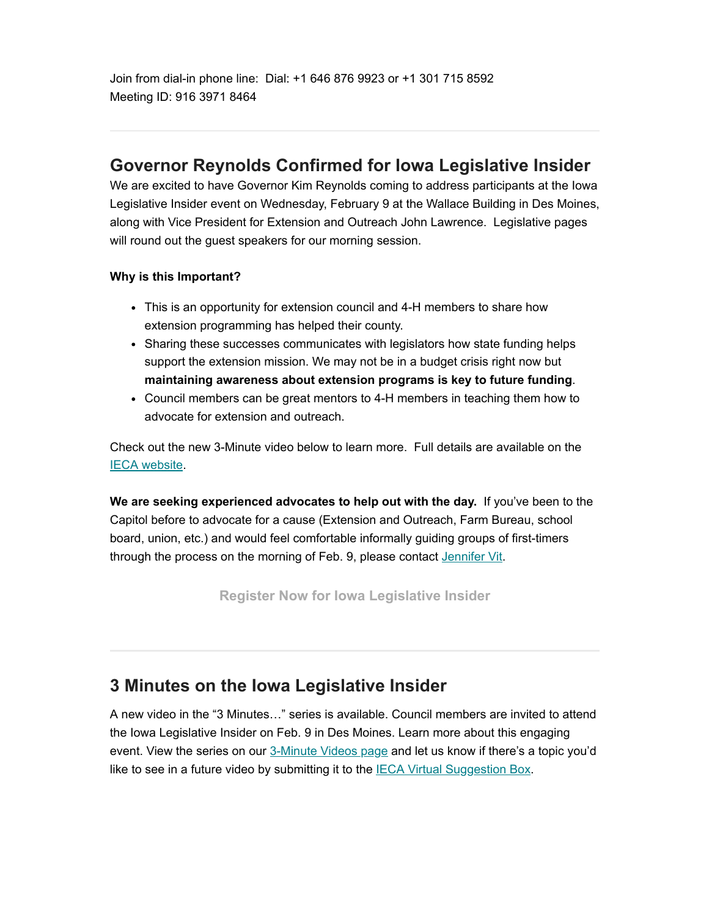Join from dial-in phone line:  Dial: +1 646 876 9923 or +1 301 715 8592
Meeting ID: 916 3971 8464

---

## Governor Reynolds Confirmed for Iowa Legislative Insider

We are excited to have Governor Kim Reynolds coming to address participants at the Iowa Legislative Insider event on Wednesday, February 9 at the Wallace Building in Des Moines, along with Vice President for Extension and Outreach John Lawrence.  Legislative pages will round out the guest speakers for our morning session.

**Why is this Important?**

- This is an opportunity for extension council and 4-H members to share how extension programming has helped their county.
- Sharing these successes communicates with legislators how state funding helps support the extension mission. We may not be in a budget crisis right now but **maintaining awareness about extension programs is key to future funding**.
- Council members can be great mentors to 4-H members in teaching them how to advocate for extension and outreach.

Check out the new 3-Minute video below to learn more.  Full details are available on the IECA website.

**We are seeking experienced advocates to help out with the day.**  If you've been to the Capitol before to advocate for a cause (Extension and Outreach, Farm Bureau, school board, union, etc.) and would feel comfortable informally guiding groups of first-timers through the process on the morning of Feb. 9, please contact Jennifer Vit.

**Register Now for Iowa Legislative Insider**

---

## 3 Minutes on the Iowa Legislative Insider

A new video in the "3 Minutes…" series is available. Council members are invited to attend the Iowa Legislative Insider on Feb. 9 in Des Moines. Learn more about this engaging event. View the series on our 3-Minute Videos page and let us know if there's a topic you'd like to see in a future video by submitting it to the IECA Virtual Suggestion Box.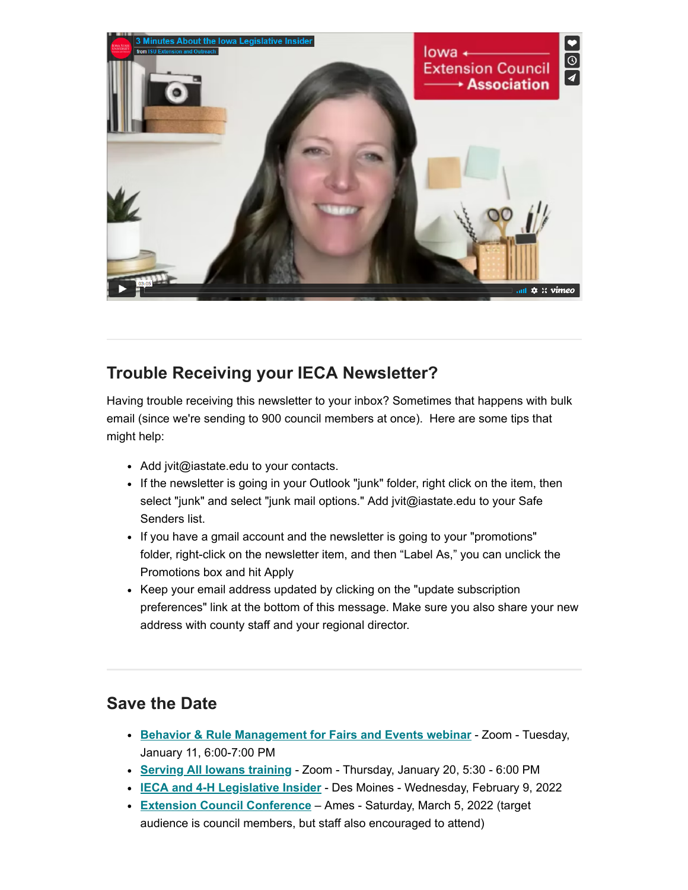## Trouble Receiving your IECA Newsletter?

Having trouble receiving this newsletter to your inbox? Sometimes that happens with bulk email (since we're sending to 900 council members at once). Here are some tips that might help:

- Add jvit@iastate.edu to your contacts.
- If the newsletter is going in your Outlook "junk" folder, right click on the item, then select "junk" and select "junk mail options." Add jvit@iastate.edu to your Safe Senders list.
- If you have a gmail account and the newsletter is going to your "promotions" folder, right-click on the newsletter item, and then "Label As," you can unclick the Promotions box and hit Apply
- Keep your email address updated by clicking on the "update subscription preferences" link at the bottom of this message. Make sure you also share your new address with county staff and your regional director.

## Save the Date

- **Behavior & Rule Management for Fairs and Events webinar** - Zoom - Tuesday, January 11, 6:00-7:00 PM
- **Serving All Iowans training** - Zoom - Thursday, January 20, 5:30 - 6:00 PM
- **IECA and 4-H Legislative Insider** - Des Moines - Wednesday, February 9, 2022
- **Extension Council Conference** – Ames - Saturday, March 5, 2022 (target audience is council members, but staff also encouraged to attend)